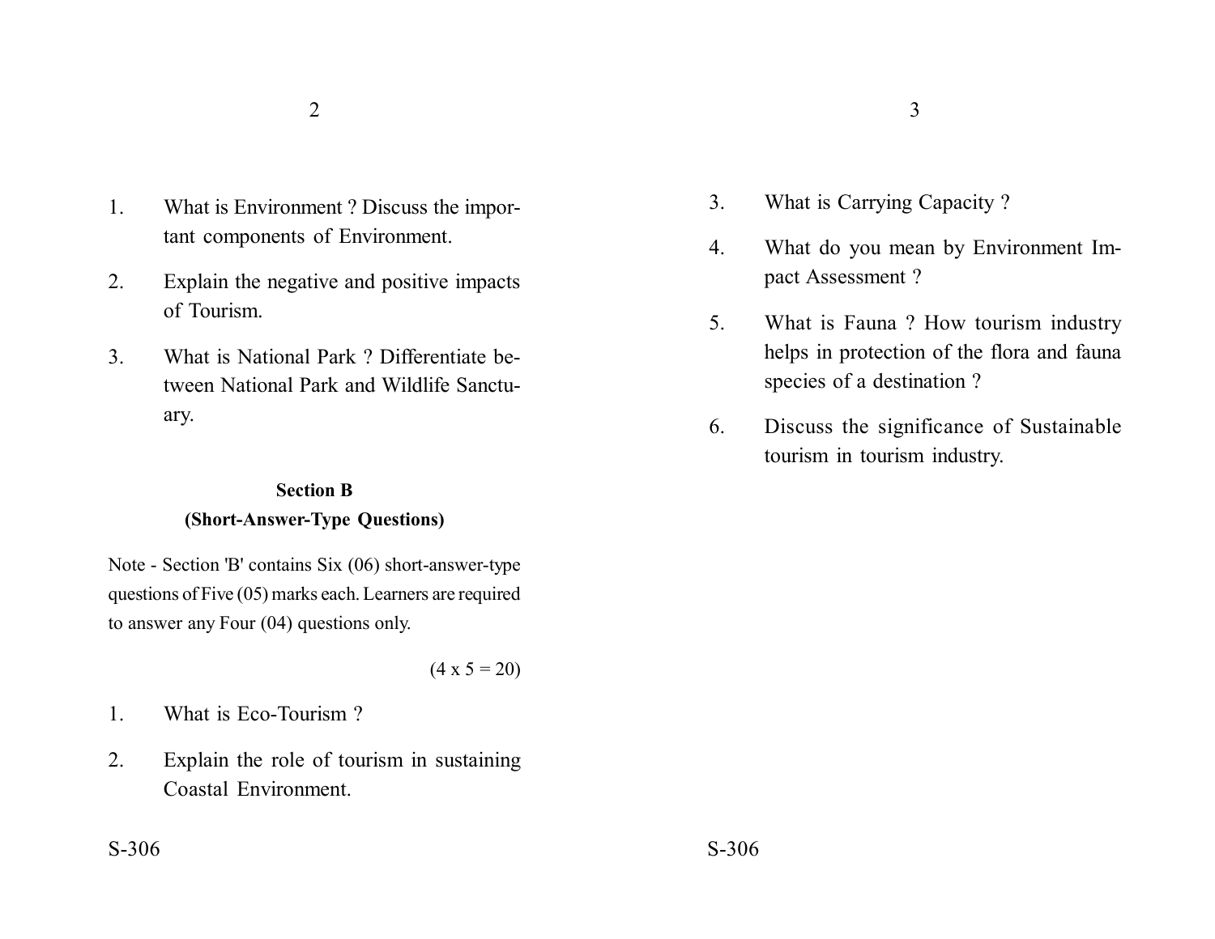1. What is Environment ? Discuss the important components of Environment.

2. Explain the negative and positive impacts of Tourism.

3. What is National Park ? Differentiate between National Park and Wildlife Sanctuary.

**Section B**
**(Short-Answer-Type Questions)**

Note - Section 'B' contains Six (06) short-answer-type questions of Five (05) marks each. Learners are required to answer any Four (04) questions only.

(4 x 5 = 20)

1. What is Eco-Tourism ?

2. Explain the role of tourism in sustaining Coastal Environment.

3. What is Carrying Capacity ?

4. What do you mean by Environment Impact Assessment ?

5. What is Fauna ? How tourism industry helps in protection of the flora and fauna species of a destination ?

6. Discuss the significance of Sustainable tourism in tourism industry.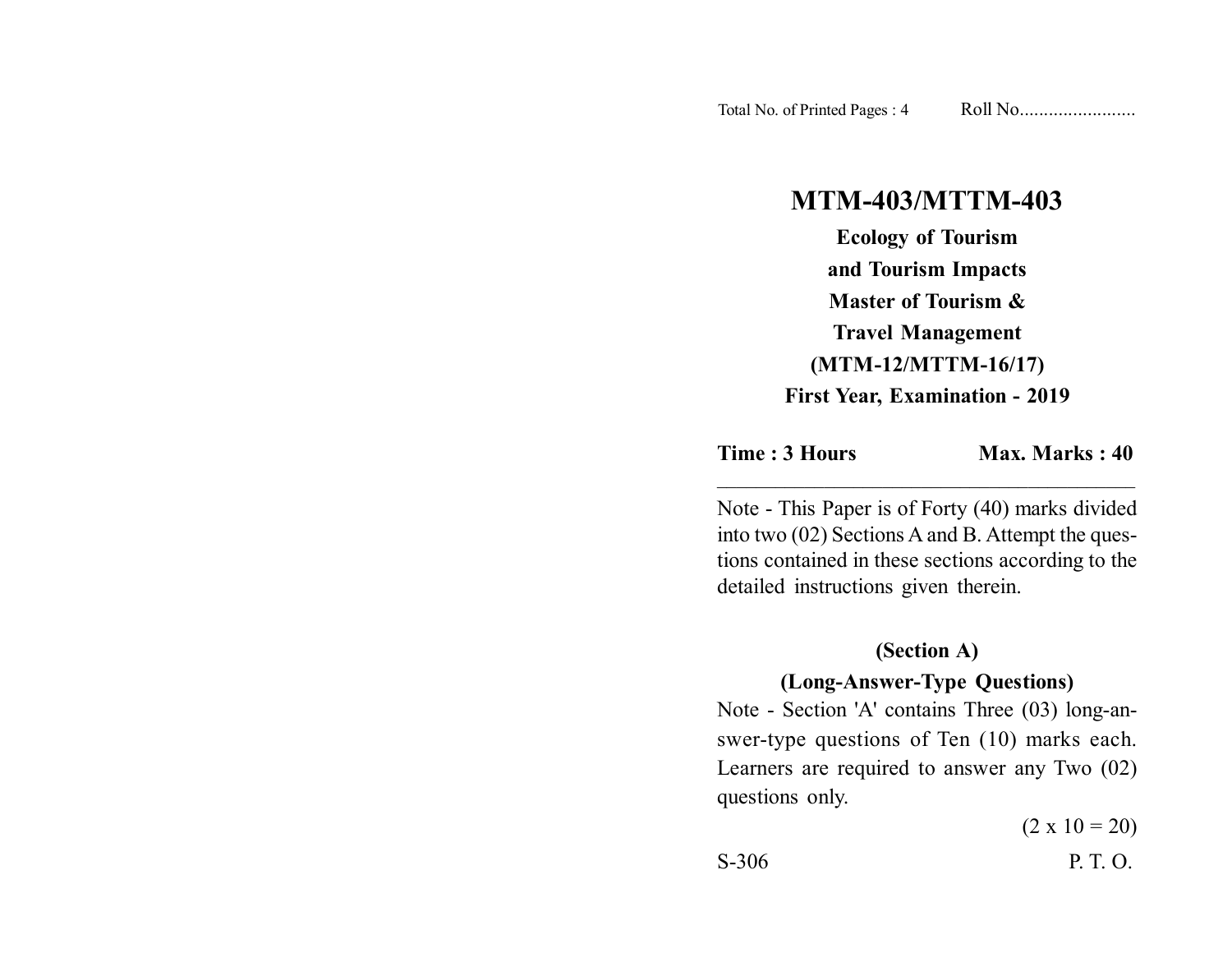Total No. of Printed Pages : 4 Roll No.......................

# MTM-403/MTTM-403

**Ecology of Tourism**

**and Tourism Impacts**

**Master of Tourism &**

**Travel Management**

**(MTM-12/MTTM-16/17)**

**First Year, Examination - 2019**

**Time : 3 Hours** **Max. Marks : 40**

---

Note - This Paper is of Forty (40) marks divided into two (02) Sections A and B. Attempt the questions contained in these sections according to the detailed instructions given therein.

## (Section A)

## (Long-Answer-Type Questions)

Note - Section 'A' contains Three (03) long-answer-type questions of Ten (10) marks each. Learners are required to answer any Two (02) questions only.

(2 x 10 = 20)

S-306 P. T. O.